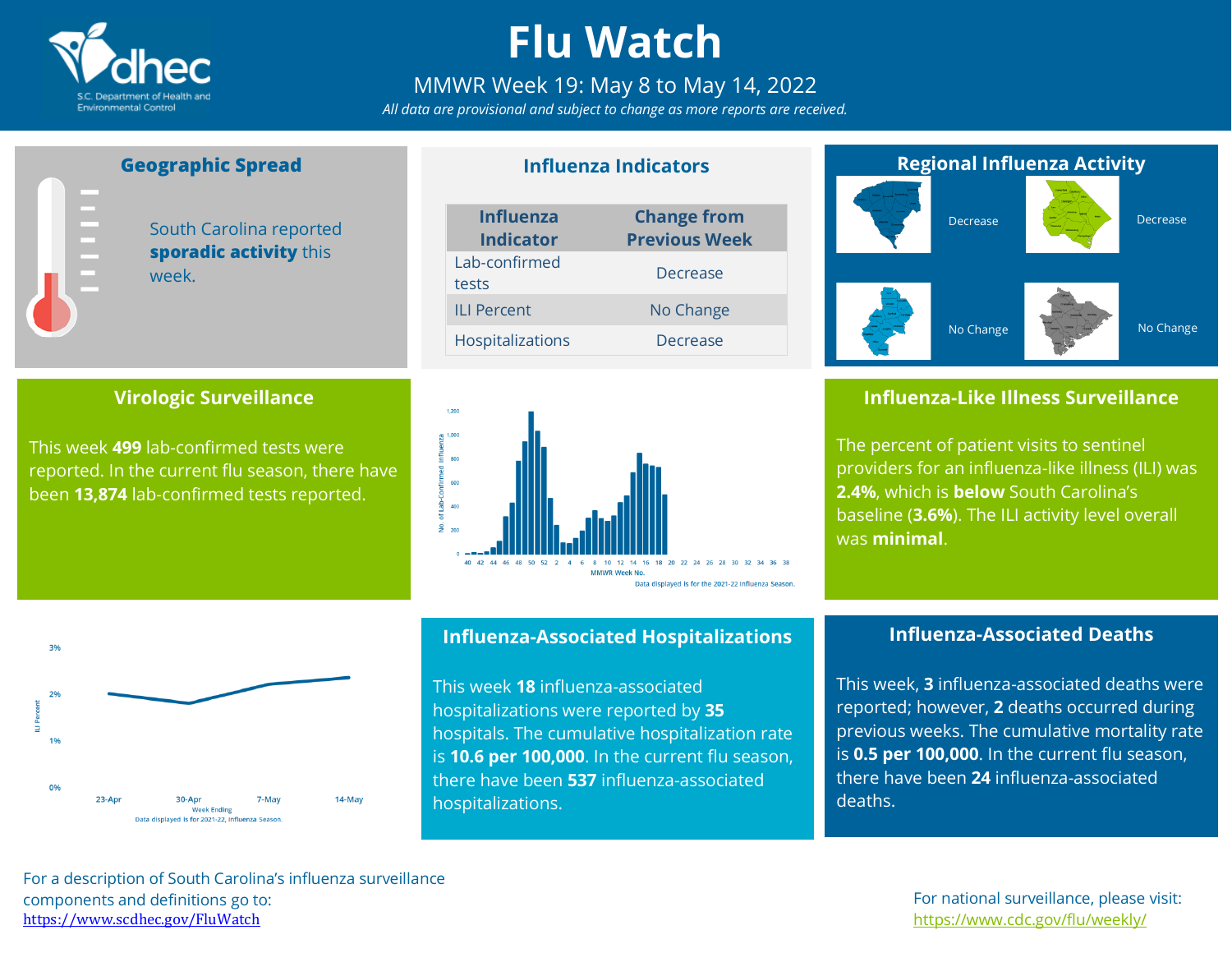# Flu Watch

MMWR Week 19: May 8 to May 14, 2022

*All data are provisional and subject to change as more reports are received.*

## Geographic Spread

South Carolina reported **sporadic activity** this week.

## Influenza Indicators

| Influenza Indicator | Change from Previous Week |
|---|---|
| Lab-confirmed tests | Decrease |
| ILI Percent | No Change |
| Hospitalizations | Decrease |

## Regional Influenza Activity

Decrease

Decrease

No Change

No Change

## Virologic Surveillance

This week **499** lab-confirmed tests were reported. In the current flu season, there have been **13,874** lab-confirmed tests reported.

No. of Lab-Confirmed Influenza

MMWR Week No.

Data displayed is for the 2021-22 Influenza Season.

## Influenza-Like Illness Surveillance

The percent of patient visits to sentinel providers for an influenza-like illness (ILI) was **2.4%**, which is **below** South Carolina's baseline (**3.6%**). The ILI activity level overall was **minimal**.

ILI Percent

Week Ending

Data displayed is for 2021-22, Influenza Season.

## Influenza-Associated Hospitalizations

This week **18** influenza-associated hospitalizations were reported by **35** hospitals. The cumulative hospitalization rate is **10.6 per 100,000**. In the current flu season, there have been **537** influenza-associated hospitalizations.

## Influenza-Associated Deaths

This week, **3** influenza-associated deaths were reported; however, **2** deaths occurred during previous weeks. The cumulative mortality rate is **0.5 per 100,000**. In the current flu season, there have been **24** influenza-associated deaths.

For a description of South Carolina's influenza surveillance components and definitions go to: https://www.scdhec.gov/FluWatch

For national surveillance, please visit: https://www.cdc.gov/flu/weekly/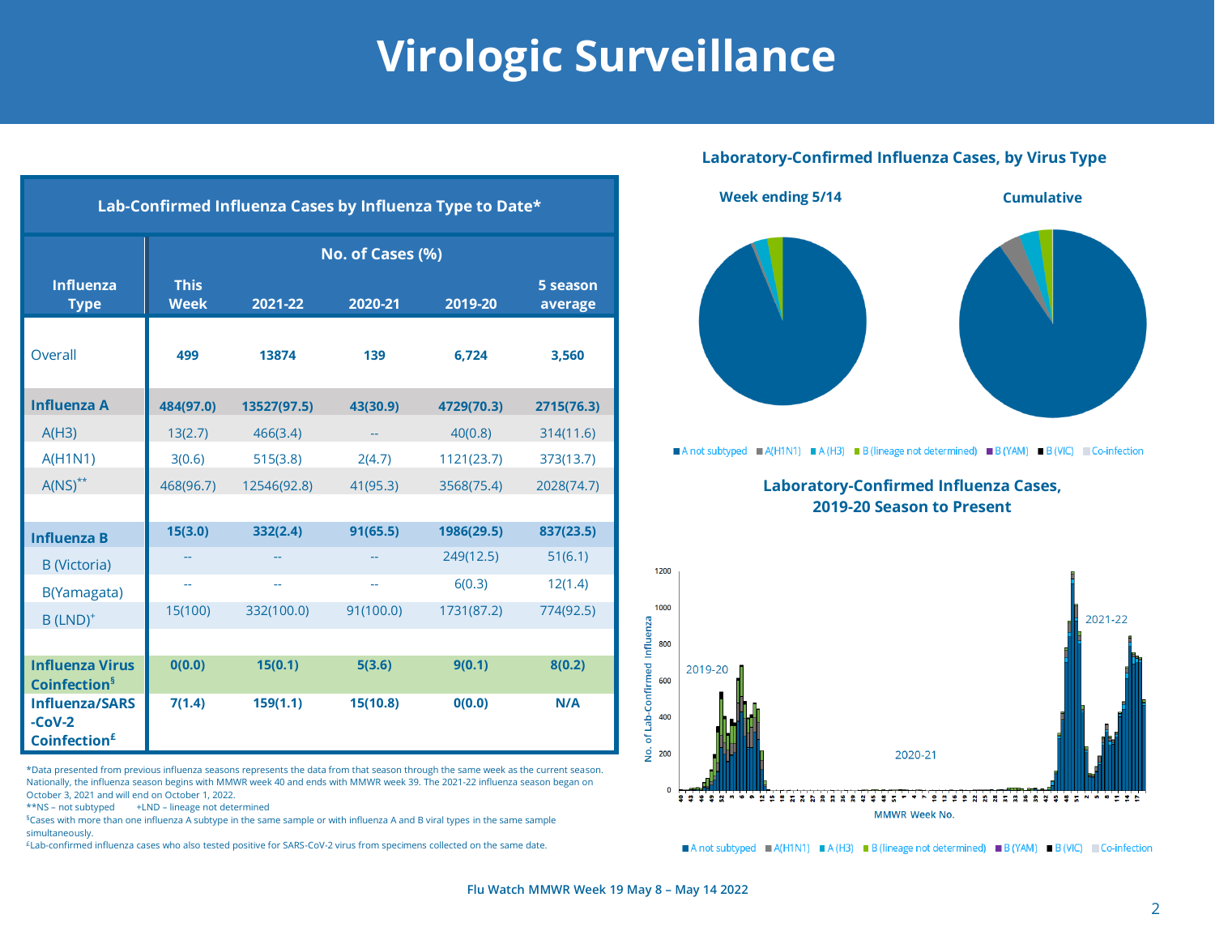# Virologic Surveillance

| Lab-Confirmed Influenza Cases by Influenza Type to Date* | | | | | |
|---|---|---|---|---|---|
| | No. of Cases (%) | | | | |
| Influenza Type | This Week | 2021-22 | 2020-21 | 2019-20 | 5 season average |
| Overall | **499** | **13874** | **139** | **6,724** | **3,560** |
| **Influenza A** | **484(97.0)** | **13527(97.5)** | **43(30.9)** | **4729(70.3)** | **2715(76.3)** |
| A(H3) | 13(2.7) | 466(3.4) | -- | 40(0.8) | 314(11.6) |
| A(H1N1) | 3(0.6) | 515(3.8) | 2(4.7) | 1121(23.7) | 373(13.7) |
| A(NS)** | 468(96.7) | 12546(92.8) | 41(95.3) | 3568(75.4) | 2028(74.7) |
| **Influenza B** | **15(3.0)** | **332(2.4)** | **91(65.5)** | **1986(29.5)** | **837(23.5)** |
| B (Victoria) | -- | -- | -- | 249(12.5) | 51(6.1) |
| B(Yamagata) | -- | -- | -- | 6(0.3) | 12(1.4) |
| B (LND)+ | 15(100) | 332(100.0) | 91(100.0) | 1731(87.2) | 774(92.5) |
| **Influenza Virus Coinfection§** | **0(0.0)** | **15(0.1)** | **5(3.6)** | **9(0.1)** | **8(0.2)** |
| **Influenza/SARS-CoV-2 Coinfection£** | **7(1.4)** | **159(1.1)** | **15(10.8)** | **0(0.0)** | **N/A** |

*Data presented from previous influenza seasons represents the data from that season through the same week as the current season. Nationally, the influenza season begins with MMWR week 40 and ends with MMWR week 39. The 2021-22 influenza season began on October 3, 2021 and will end on October 1, 2022.
**NS – not subtyped +LND – lineage not determined
§Cases with more than one influenza A subtype in the same sample or with influenza A and B viral types in the same sample simultaneously.
£Lab-confirmed influenza cases who also tested positive for SARS-CoV-2 virus from specimens collected on the same date.

**Laboratory-Confirmed Influenza Cases, by Virus Type**

Week ending 5/14 | Cumulative

A not subtyped, A(H1N1), A (H3), B (lineage not determined), B (YAM), B (VIC), Co-infection

**Laboratory-Confirmed Influenza Cases, 2019-20 Season to Present**

A not subtyped, A(H1N1), A (H3), B (lineage not determined), B (YAM), B (VIC), Co-infection

Flu Watch MMWR Week 19 May 8 – May 14 2022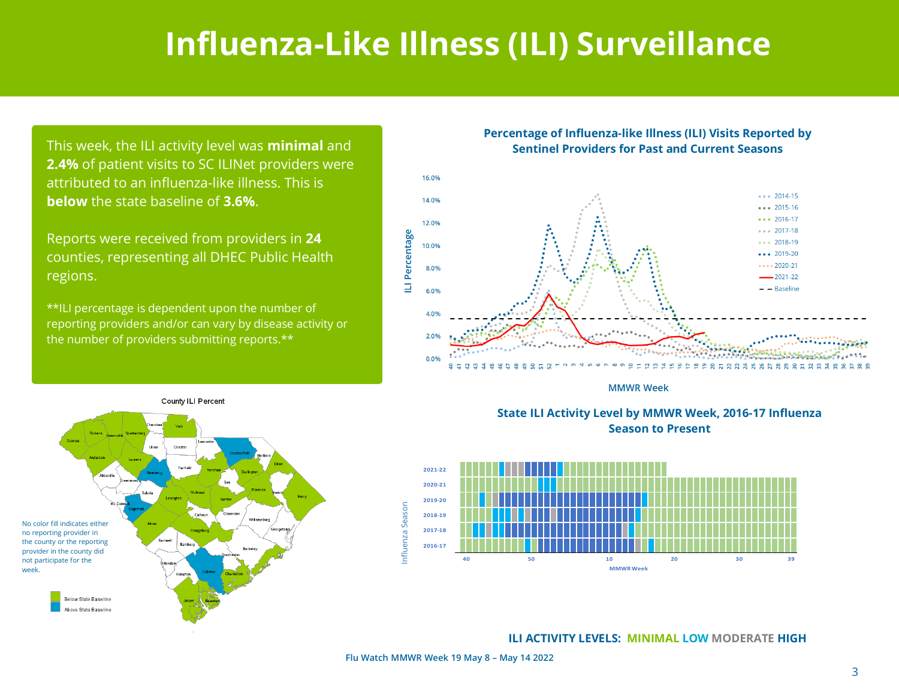# Influenza-Like Illness (ILI) Surveillance

This week, the ILI activity level was **minimal** and **2.4%** of patient visits to SC ILINet providers were attributed to an influenza-like illness. This is **below** the state baseline of **3.6%**.

Reports were received from providers in **24** counties, representing all DHEC Public Health regions.

**ILI percentage is dependent upon the number of reporting providers and/or can vary by disease activity or the number of providers submitting reports.**

**Percentage of Influenza-like Illness (ILI) Visits Reported by Sentinel Providers for Past and Current Seasons**

**State ILI Activity Level by MMWR Week, 2016-17 Influenza Season to Present**

County ILI Percent

No color fill indicates either no reporting provider in the county or the reporting provider in the county did not participate for the week.

- Below State Baseline
- Above State Baseline

**ILI ACTIVITY LEVELS: MINIMAL LOW MODERATE HIGH**

Flu Watch MMWR Week 19 May 8 – May 14 2022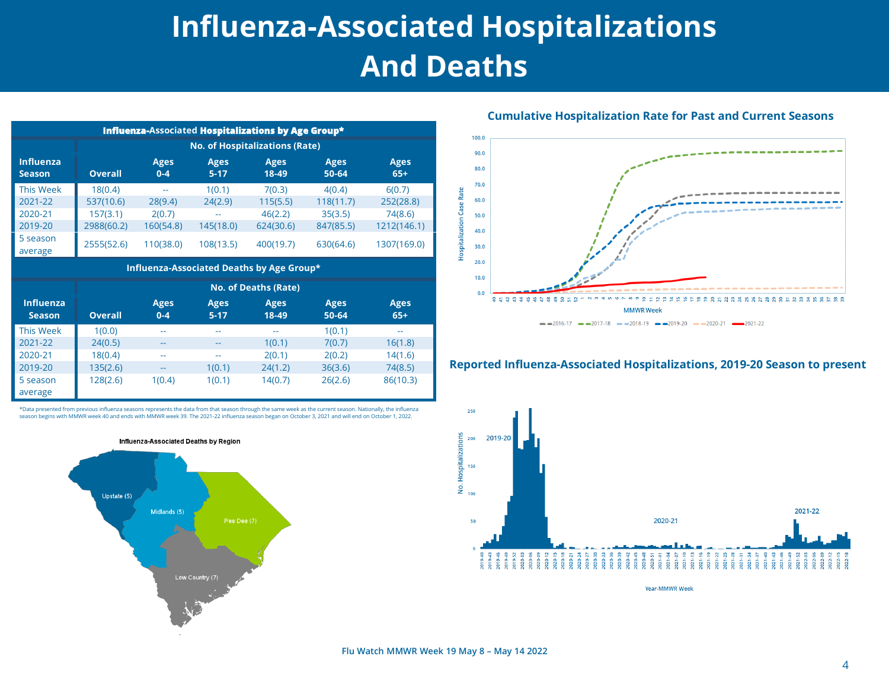# Influenza-Associated Hospitalizations And Deaths

**Influenza-Associated Hospitalizations by Age Group***

| Influenza Season | No. of Hospitalizations (Rate) | | | | | |
|---|---|---|---|---|---|---|
| | Overall | Ages 0-4 | Ages 5-17 | Ages 18-49 | Ages 50-64 | Ages 65+ |
| This Week | 18(0.4) | -- | 1(0.1) | 7(0.3) | 4(0.4) | 6(0.7) |
| 2021-22 | 537(10.6) | 28(9.4) | 24(2.9) | 115(5.5) | 118(11.7) | 252(28.8) |
| 2020-21 | 157(3.1) | 2(0.7) | -- | 46(2.2) | 35(3.5) | 74(8.6) |
| 2019-20 | 2988(60.2) | 160(54.8) | 145(18.0) | 624(30.6) | 847(85.5) | 1212(146.1) |
| 5 season average | 2555(52.6) | 110(38.0) | 108(13.5) | 400(19.7) | 630(64.6) | 1307(169.0) |

**Influenza-Associated Deaths by Age Group***

| Influenza Season | No. of Deaths (Rate) | | | | | |
|---|---|---|---|---|---|---|
| | Overall | Ages 0-4 | Ages 5-17 | Ages 18-49 | Ages 50-64 | Ages 65+ |
| This Week | 1(0.0) | -- | -- | -- | 1(0.1) | -- |
| 2021-22 | 24(0.5) | -- | -- | 1(0.1) | 7(0.7) | 16(1.8) |
| 2020-21 | 18(0.4) | -- | -- | 2(0.1) | 2(0.2) | 14(1.6) |
| 2019-20 | 135(2.6) | -- | 1(0.1) | 24(1.2) | 36(3.6) | 74(8.5) |
| 5 season average | 128(2.6) | 1(0.4) | 1(0.1) | 14(0.7) | 26(2.6) | 86(10.3) |

*Data presented from previous influenza seasons represents the data from that season through the same week as the current season. Nationally, the influenza season begins with MMWR week 40 and ends with MMWR week 39. The 2021-22 influenza season began on October 3, 2021 and will end on October 1, 2022.

**Influenza-Associated Deaths by Region**

Upstate (5)
Midlands (5)
Pee Dee (7)
Low Country (7)

## Cumulative Hospitalization Rate for Past and Current Seasons

Hospitalization Case Rate
MMWR Week
2016-17, 2017-18, 2018-19, 2019-20, 2020-21, 2021-22

## Reported Influenza-Associated Hospitalizations, 2019-20 Season to present

No. Hospitalizations
2019-20
2020-21
2021-22
Year-MMWR Week

Flu Watch MMWR Week 19 May 8 – May 14 2022